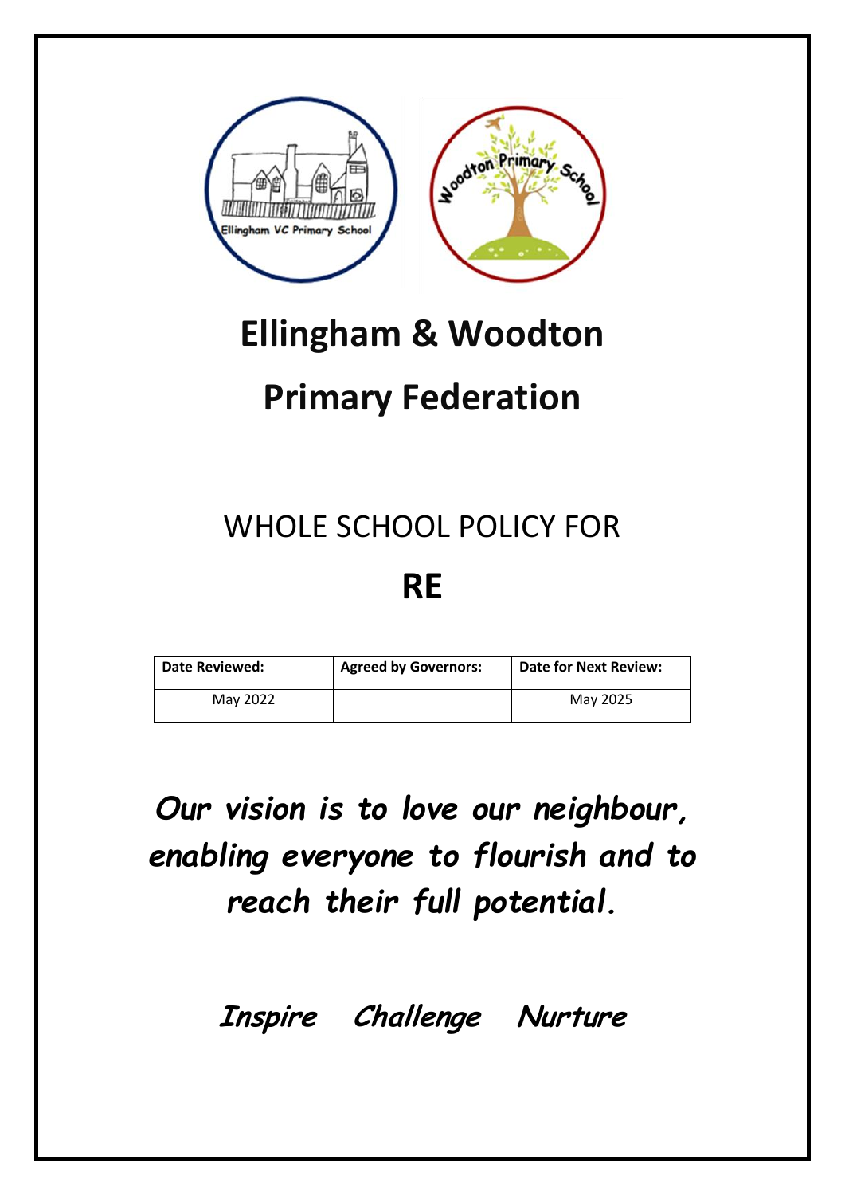# Ellingham & Woodton

# Primary Federation

## WHOLE SCHOOL POLICY FOR

# RE

| Date Reviewed: | Agreed by Governors: | Date for Next Review: |
|---|---|---|
| May 2022 | | May 2025 |

***Our vision is to love our neighbour, enabling everyone to flourish and to reach their full potential.***

***Inspire Challenge Nurture***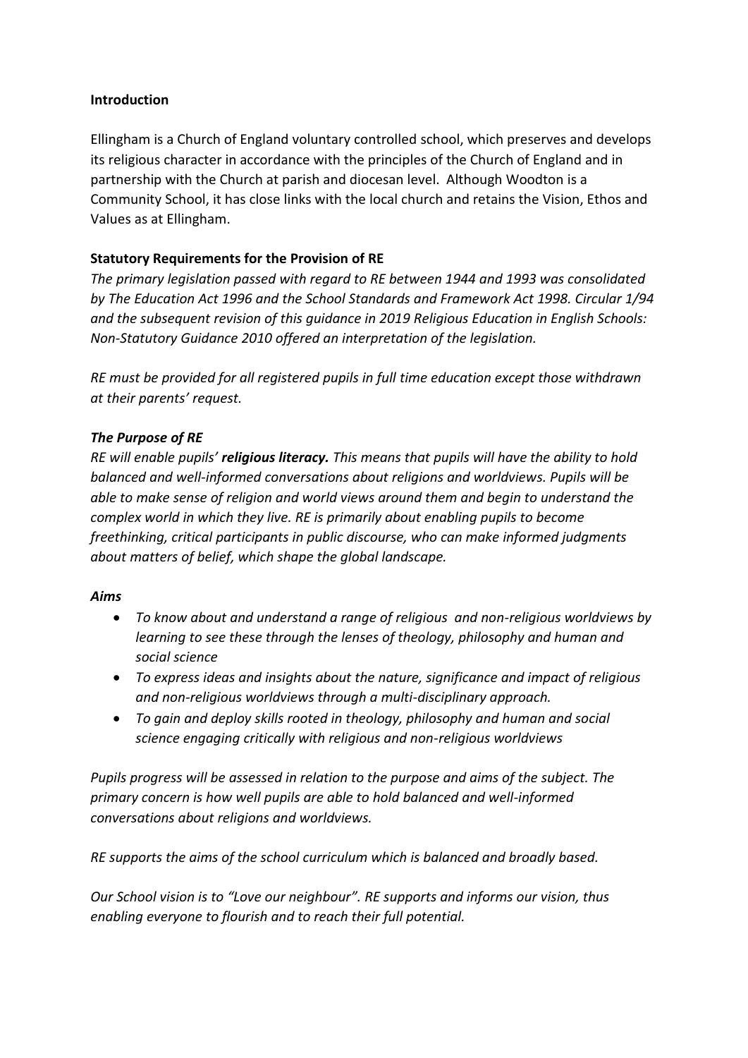**Introduction**

Ellingham is a Church of England voluntary controlled school, which preserves and develops its religious character in accordance with the principles of the Church of England and in partnership with the Church at parish and diocesan level. Although Woodton is a Community School, it has close links with the local church and retains the Vision, Ethos and Values as at Ellingham.

**Statutory Requirements for the Provision of RE**

*The primary legislation passed with regard to RE between 1944 and 1993 was consolidated by The Education Act 1996 and the School Standards and Framework Act 1998. Circular 1/94 and the subsequent revision of this guidance in 2019 Religious Education in English Schools: Non-Statutory Guidance 2010 offered an interpretation of the legislation.*

*RE must be provided for all registered pupils in full time education except those withdrawn at their parents' request.*

***The Purpose of RE***

*RE will enable pupils' **religious literacy.** This means that pupils will have the ability to hold balanced and well-informed conversations about religions and worldviews. Pupils will be able to make sense of religion and world views around them and begin to understand the complex world in which they live. RE is primarily about enabling pupils to become freethinking, critical participants in public discourse, who can make informed judgments about matters of belief, which shape the global landscape.*

***Aims***

- *To know about and understand a range of religious and non-religious worldviews by learning to see these through the lenses of theology, philosophy and human and social science*
- *To express ideas and insights about the nature, significance and impact of religious and non-religious worldviews through a multi-disciplinary approach.*
- *To gain and deploy skills rooted in theology, philosophy and human and social science engaging critically with religious and non-religious worldviews*

*Pupils progress will be assessed in relation to the purpose and aims of the subject. The primary concern is how well pupils are able to hold balanced and well-informed conversations about religions and worldviews.*

*RE supports the aims of the school curriculum which is balanced and broadly based.*

*Our School vision is to "Love our neighbour". RE supports and informs our vision, thus enabling everyone to flourish and to reach their full potential.*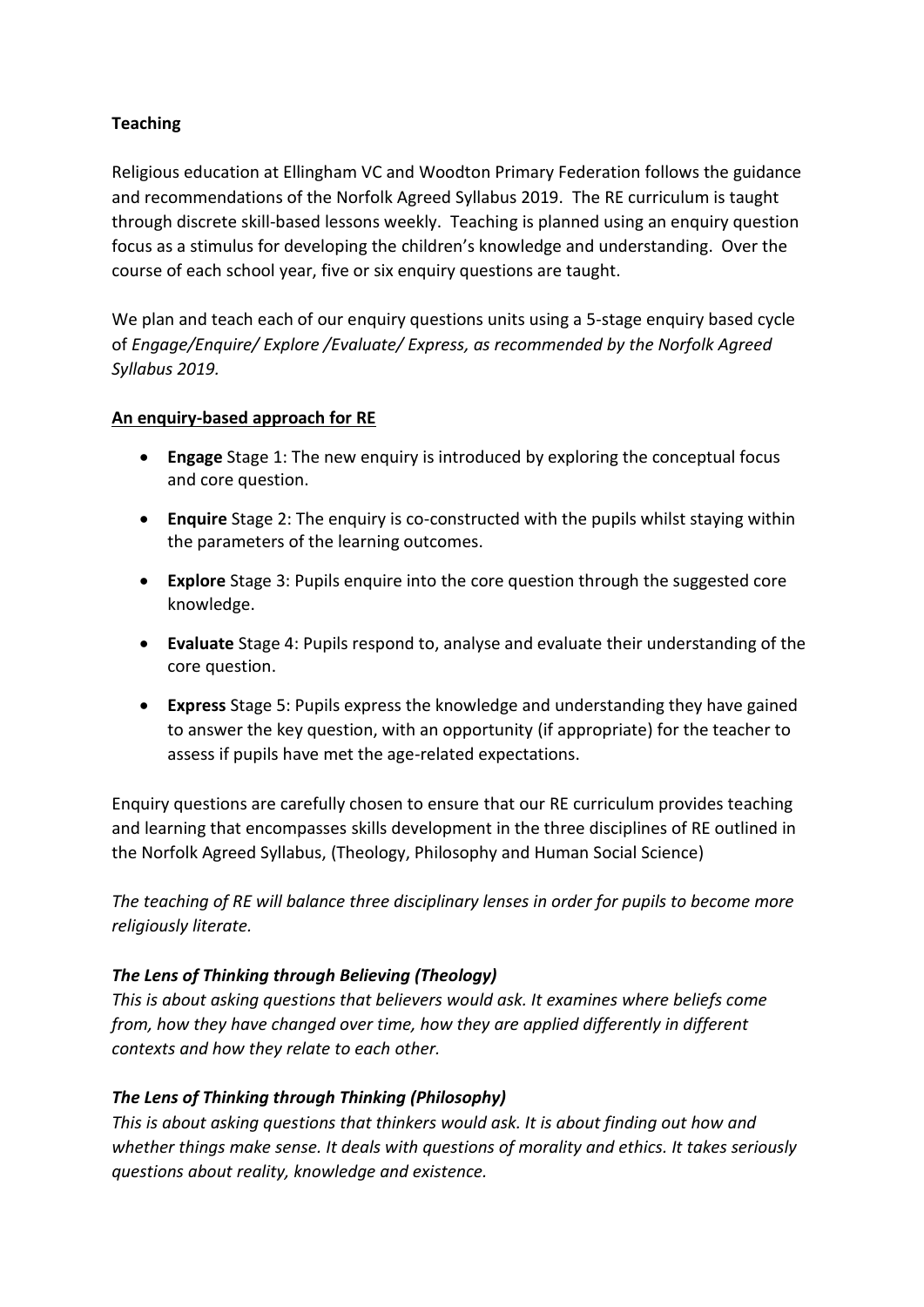**Teaching**

Religious education at Ellingham VC and Woodton Primary Federation follows the guidance and recommendations of the Norfolk Agreed Syllabus 2019. The RE curriculum is taught through discrete skill-based lessons weekly. Teaching is planned using an enquiry question focus as a stimulus for developing the children's knowledge and understanding. Over the course of each school year, five or six enquiry questions are taught.

We plan and teach each of our enquiry questions units using a 5-stage enquiry based cycle of *Engage/Enquire/ Explore /Evaluate/ Express, as recommended by the Norfolk Agreed Syllabus 2019.*

**An enquiry-based approach for RE**

- **Engage** Stage 1: The new enquiry is introduced by exploring the conceptual focus and core question.
- **Enquire** Stage 2: The enquiry is co-constructed with the pupils whilst staying within the parameters of the learning outcomes.
- **Explore** Stage 3: Pupils enquire into the core question through the suggested core knowledge.
- **Evaluate** Stage 4: Pupils respond to, analyse and evaluate their understanding of the core question.
- **Express** Stage 5: Pupils express the knowledge and understanding they have gained to answer the key question, with an opportunity (if appropriate) for the teacher to assess if pupils have met the age-related expectations.

Enquiry questions are carefully chosen to ensure that our RE curriculum provides teaching and learning that encompasses skills development in the three disciplines of RE outlined in the Norfolk Agreed Syllabus, (Theology, Philosophy and Human Social Science)

*The teaching of RE will balance three disciplinary lenses in order for pupils to become more religiously literate.*

***The Lens of Thinking through Believing (Theology)***

*This is about asking questions that believers would ask. It examines where beliefs come from, how they have changed over time, how they are applied differently in different contexts and how they relate to each other.*

***The Lens of Thinking through Thinking (Philosophy)***

*This is about asking questions that thinkers would ask. It is about finding out how and whether things make sense. It deals with questions of morality and ethics. It takes seriously questions about reality, knowledge and existence.*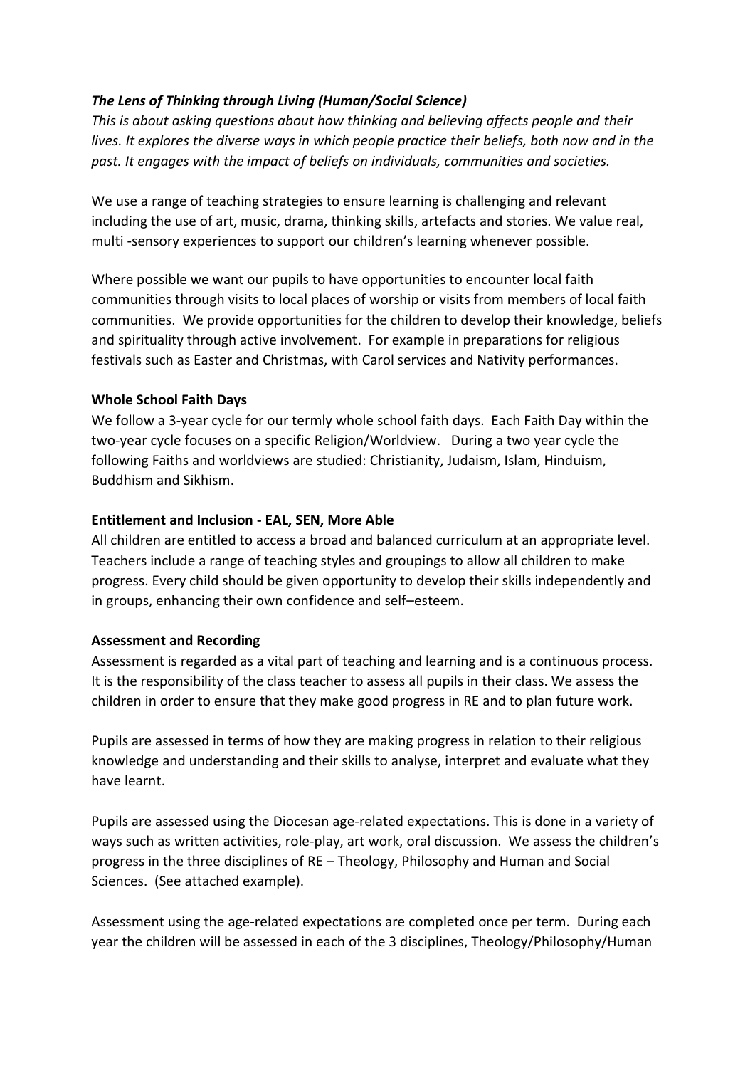***The Lens of Thinking through Living (Human/Social Science)***

*This is about asking questions about how thinking and believing affects people and their lives. It explores the diverse ways in which people practice their beliefs, both now and in the past. It engages with the impact of beliefs on individuals, communities and societies.*

We use a range of teaching strategies to ensure learning is challenging and relevant including the use of art, music, drama, thinking skills, artefacts and stories. We value real, multi -sensory experiences to support our children's learning whenever possible.

Where possible we want our pupils to have opportunities to encounter local faith communities through visits to local places of worship or visits from members of local faith communities. We provide opportunities for the children to develop their knowledge, beliefs and spirituality through active involvement. For example in preparations for religious festivals such as Easter and Christmas, with Carol services and Nativity performances.

**Whole School Faith Days**

We follow a 3-year cycle for our termly whole school faith days. Each Faith Day within the two-year cycle focuses on a specific Religion/Worldview. During a two year cycle the following Faiths and worldviews are studied: Christianity, Judaism, Islam, Hinduism, Buddhism and Sikhism.

**Entitlement and Inclusion - EAL, SEN, More Able**

All children are entitled to access a broad and balanced curriculum at an appropriate level. Teachers include a range of teaching styles and groupings to allow all children to make progress. Every child should be given opportunity to develop their skills independently and in groups, enhancing their own confidence and self–esteem.

**Assessment and Recording**

Assessment is regarded as a vital part of teaching and learning and is a continuous process. It is the responsibility of the class teacher to assess all pupils in their class. We assess the children in order to ensure that they make good progress in RE and to plan future work.

Pupils are assessed in terms of how they are making progress in relation to their religious knowledge and understanding and their skills to analyse, interpret and evaluate what they have learnt.

Pupils are assessed using the Diocesan age-related expectations. This is done in a variety of ways such as written activities, role-play, art work, oral discussion. We assess the children's progress in the three disciplines of RE – Theology, Philosophy and Human and Social Sciences. (See attached example).

Assessment using the age-related expectations are completed once per term. During each year the children will be assessed in each of the 3 disciplines, Theology/Philosophy/Human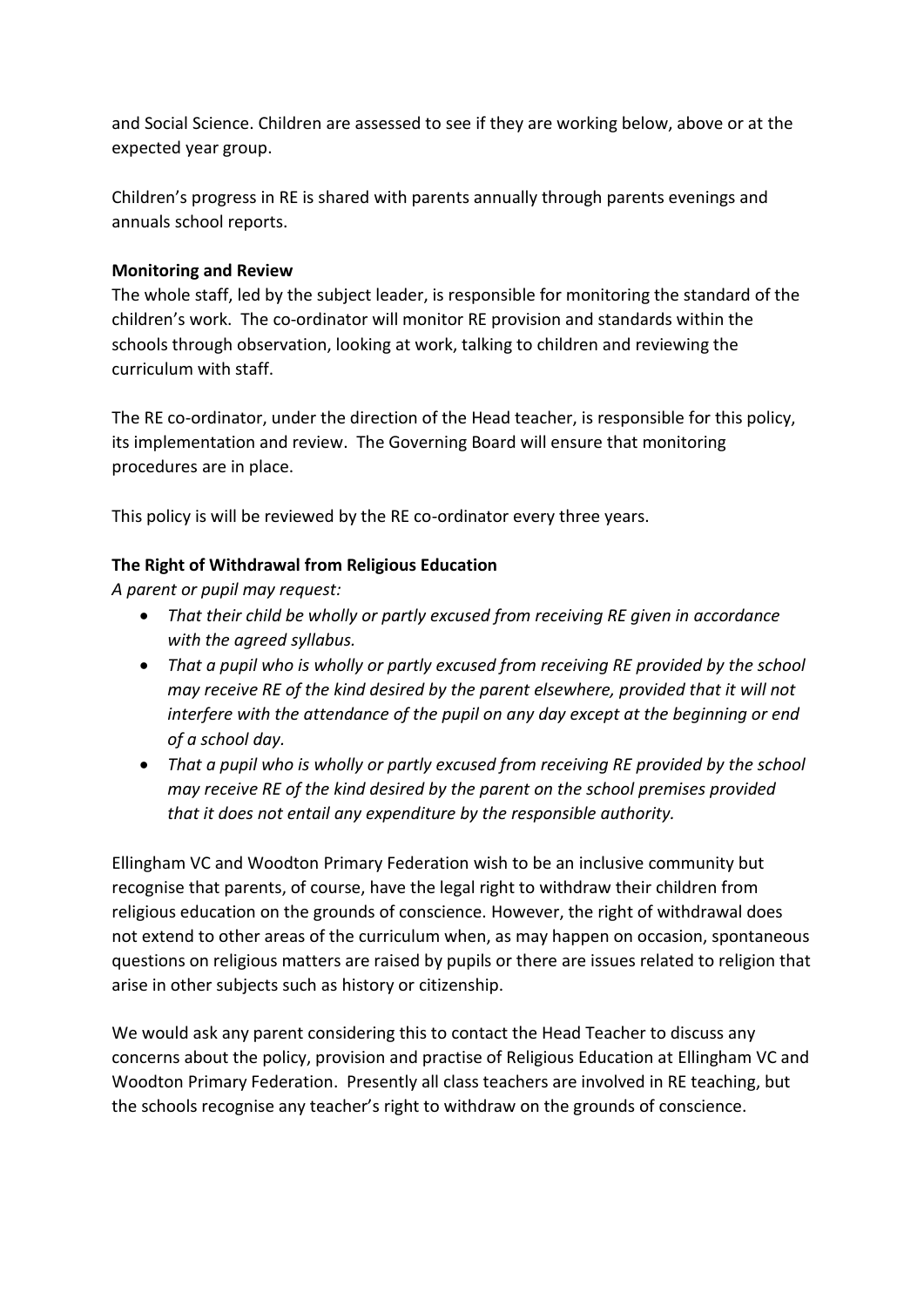and Social Science. Children are assessed to see if they are working below, above or at the expected year group.

Children's progress in RE is shared with parents annually through parents evenings and annuals school reports.

**Monitoring and Review**

The whole staff, led by the subject leader, is responsible for monitoring the standard of the children's work. The co-ordinator will monitor RE provision and standards within the schools through observation, looking at work, talking to children and reviewing the curriculum with staff.

The RE co-ordinator, under the direction of the Head teacher, is responsible for this policy, its implementation and review. The Governing Board will ensure that monitoring procedures are in place.

This policy is will be reviewed by the RE co-ordinator every three years.

**The Right of Withdrawal from Religious Education**

*A parent or pupil may request:*

- *That their child be wholly or partly excused from receiving RE given in accordance with the agreed syllabus.*
- *That a pupil who is wholly or partly excused from receiving RE provided by the school may receive RE of the kind desired by the parent elsewhere, provided that it will not interfere with the attendance of the pupil on any day except at the beginning or end of a school day.*
- *That a pupil who is wholly or partly excused from receiving RE provided by the school may receive RE of the kind desired by the parent on the school premises provided that it does not entail any expenditure by the responsible authority.*

Ellingham VC and Woodton Primary Federation wish to be an inclusive community but recognise that parents, of course, have the legal right to withdraw their children from religious education on the grounds of conscience. However, the right of withdrawal does not extend to other areas of the curriculum when, as may happen on occasion, spontaneous questions on religious matters are raised by pupils or there are issues related to religion that arise in other subjects such as history or citizenship.

We would ask any parent considering this to contact the Head Teacher to discuss any concerns about the policy, provision and practise of Religious Education at Ellingham VC and Woodton Primary Federation. Presently all class teachers are involved in RE teaching, but the schools recognise any teacher's right to withdraw on the grounds of conscience.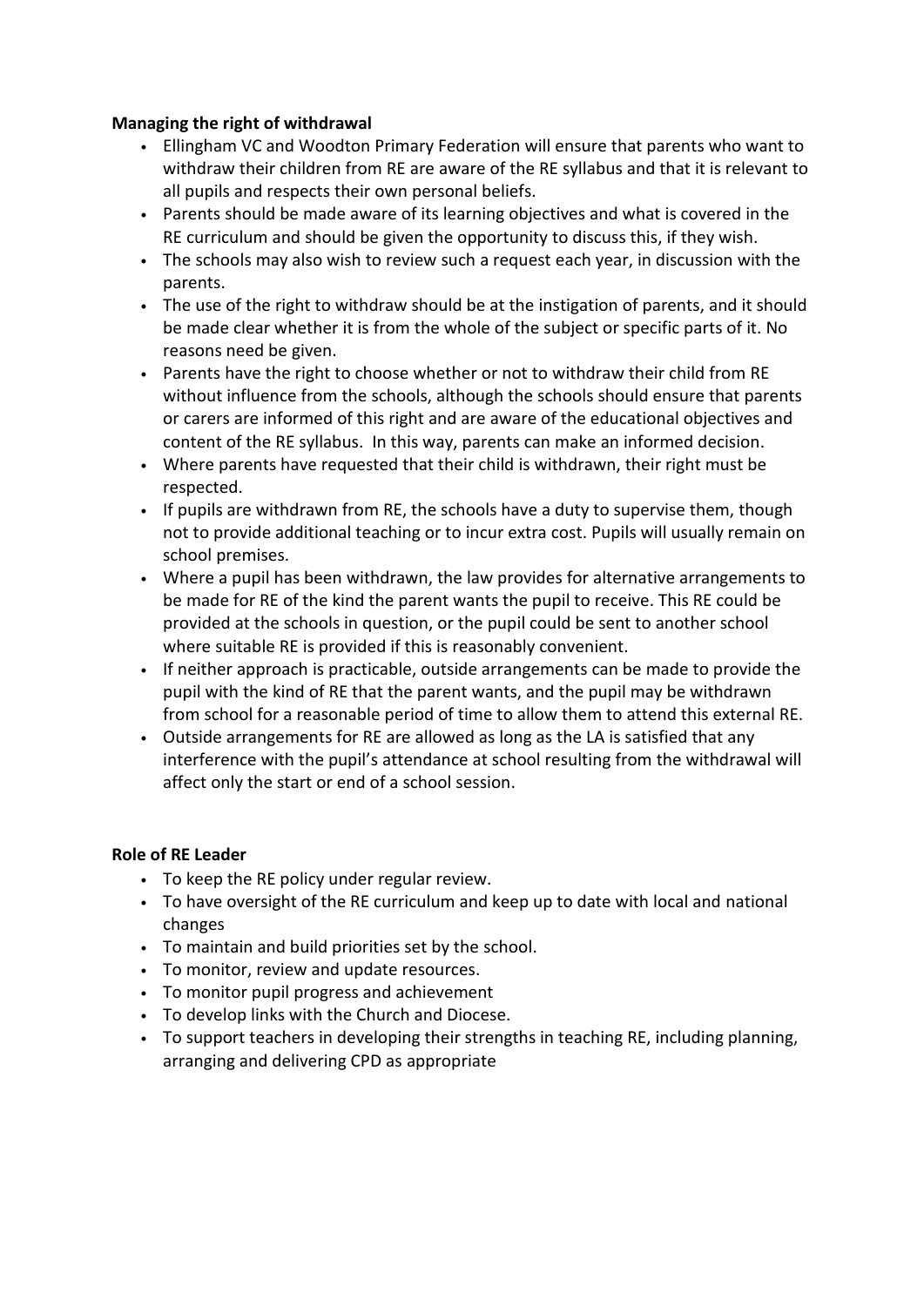**Managing the right of withdrawal**

- Ellingham VC and Woodton Primary Federation will ensure that parents who want to withdraw their children from RE are aware of the RE syllabus and that it is relevant to all pupils and respects their own personal beliefs.
- Parents should be made aware of its learning objectives and what is covered in the RE curriculum and should be given the opportunity to discuss this, if they wish.
- The schools may also wish to review such a request each year, in discussion with the parents.
- The use of the right to withdraw should be at the instigation of parents, and it should be made clear whether it is from the whole of the subject or specific parts of it. No reasons need be given.
- Parents have the right to choose whether or not to withdraw their child from RE without influence from the schools, although the schools should ensure that parents or carers are informed of this right and are aware of the educational objectives and content of the RE syllabus. In this way, parents can make an informed decision.
- Where parents have requested that their child is withdrawn, their right must be respected.
- If pupils are withdrawn from RE, the schools have a duty to supervise them, though not to provide additional teaching or to incur extra cost. Pupils will usually remain on school premises.
- Where a pupil has been withdrawn, the law provides for alternative arrangements to be made for RE of the kind the parent wants the pupil to receive. This RE could be provided at the schools in question, or the pupil could be sent to another school where suitable RE is provided if this is reasonably convenient.
- If neither approach is practicable, outside arrangements can be made to provide the pupil with the kind of RE that the parent wants, and the pupil may be withdrawn from school for a reasonable period of time to allow them to attend this external RE.
- Outside arrangements for RE are allowed as long as the LA is satisfied that any interference with the pupil's attendance at school resulting from the withdrawal will affect only the start or end of a school session.

**Role of RE Leader**

- To keep the RE policy under regular review.
- To have oversight of the RE curriculum and keep up to date with local and national changes
- To maintain and build priorities set by the school.
- To monitor, review and update resources.
- To monitor pupil progress and achievement
- To develop links with the Church and Diocese.
- To support teachers in developing their strengths in teaching RE, including planning, arranging and delivering CPD as appropriate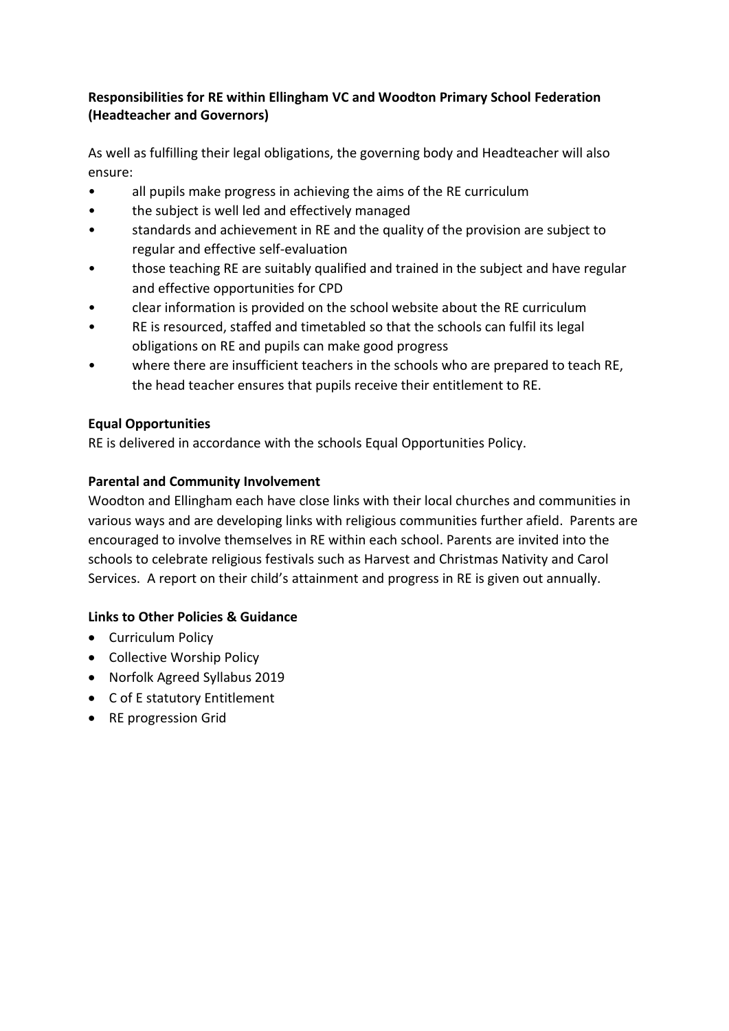**Responsibilities for RE within Ellingham VC and Woodton Primary School Federation (Headteacher and Governors)**

As well as fulfilling their legal obligations, the governing body and Headteacher will also ensure:

- all pupils make progress in achieving the aims of the RE curriculum
- the subject is well led and effectively managed
- standards and achievement in RE and the quality of the provision are subject to regular and effective self-evaluation
- those teaching RE are suitably qualified and trained in the subject and have regular and effective opportunities for CPD
- clear information is provided on the school website about the RE curriculum
- RE is resourced, staffed and timetabled so that the schools can fulfil its legal obligations on RE and pupils can make good progress
- where there are insufficient teachers in the schools who are prepared to teach RE, the head teacher ensures that pupils receive their entitlement to RE.

**Equal Opportunities**

RE is delivered in accordance with the schools Equal Opportunities Policy.

**Parental and Community Involvement**

Woodton and Ellingham each have close links with their local churches and communities in various ways and are developing links with religious communities further afield. Parents are encouraged to involve themselves in RE within each school. Parents are invited into the schools to celebrate religious festivals such as Harvest and Christmas Nativity and Carol Services. A report on their child's attainment and progress in RE is given out annually.

**Links to Other Policies & Guidance**

- Curriculum Policy
- Collective Worship Policy
- Norfolk Agreed Syllabus 2019
- C of E statutory Entitlement
- RE progression Grid